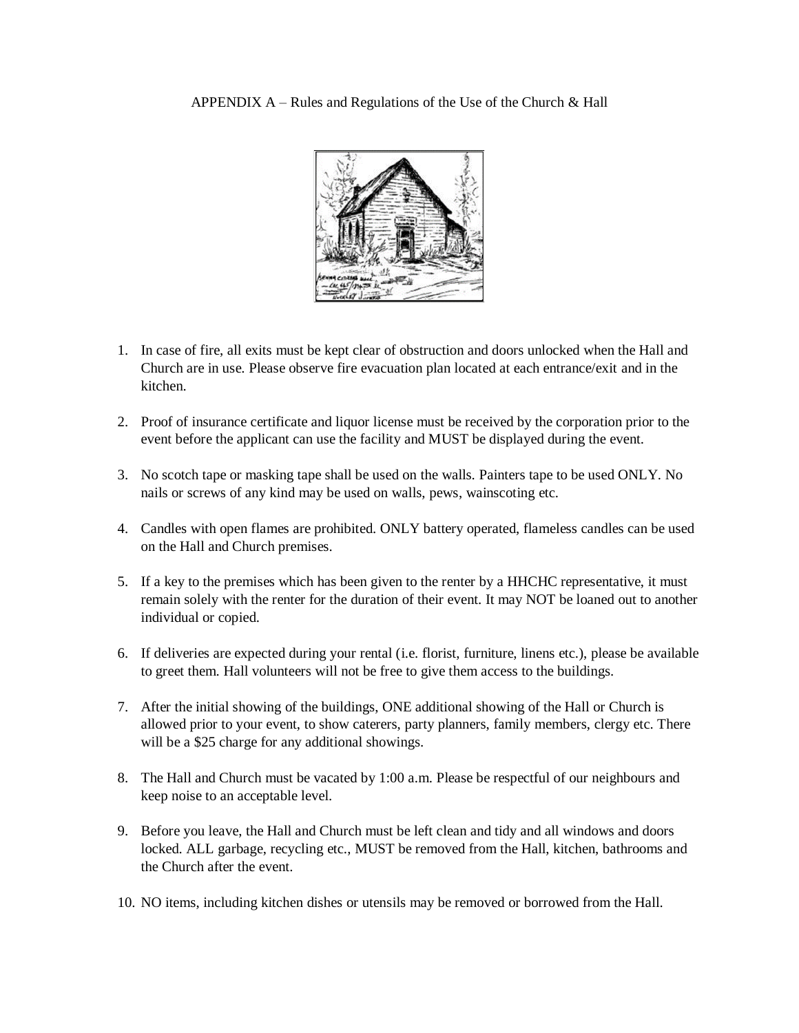APPENDIX A – Rules and Regulations of the Use of the Church & Hall

1. In case of fire, all exits must be kept clear of obstruction and doors unlocked when the Hall and Church are in use. Please observe fire evacuation plan located at each entrance/exit and in the kitchen.

2. Proof of insurance certificate and liquor license must be received by the corporation prior to the event before the applicant can use the facility and MUST be displayed during the event.

3. No scotch tape or masking tape shall be used on the walls. Painters tape to be used ONLY. No nails or screws of any kind may be used on walls, pews, wainscoting etc.

4. Candles with open flames are prohibited. ONLY battery operated, flameless candles can be used on the Hall and Church premises.

5. If a key to the premises which has been given to the renter by a HHCHC representative, it must remain solely with the renter for the duration of their event. It may NOT be loaned out to another individual or copied.

6. If deliveries are expected during your rental (i.e. florist, furniture, linens etc.), please be available to greet them. Hall volunteers will not be free to give them access to the buildings.

7. After the initial showing of the buildings, ONE additional showing of the Hall or Church is allowed prior to your event, to show caterers, party planners, family members, clergy etc. There will be a $25 charge for any additional showings.

8. The Hall and Church must be vacated by 1:00 a.m. Please be respectful of our neighbours and keep noise to an acceptable level.

9. Before you leave, the Hall and Church must be left clean and tidy and all windows and doors locked. ALL garbage, recycling etc., MUST be removed from the Hall, kitchen, bathrooms and the Church after the event.

10. NO items, including kitchen dishes or utensils may be removed or borrowed from the Hall.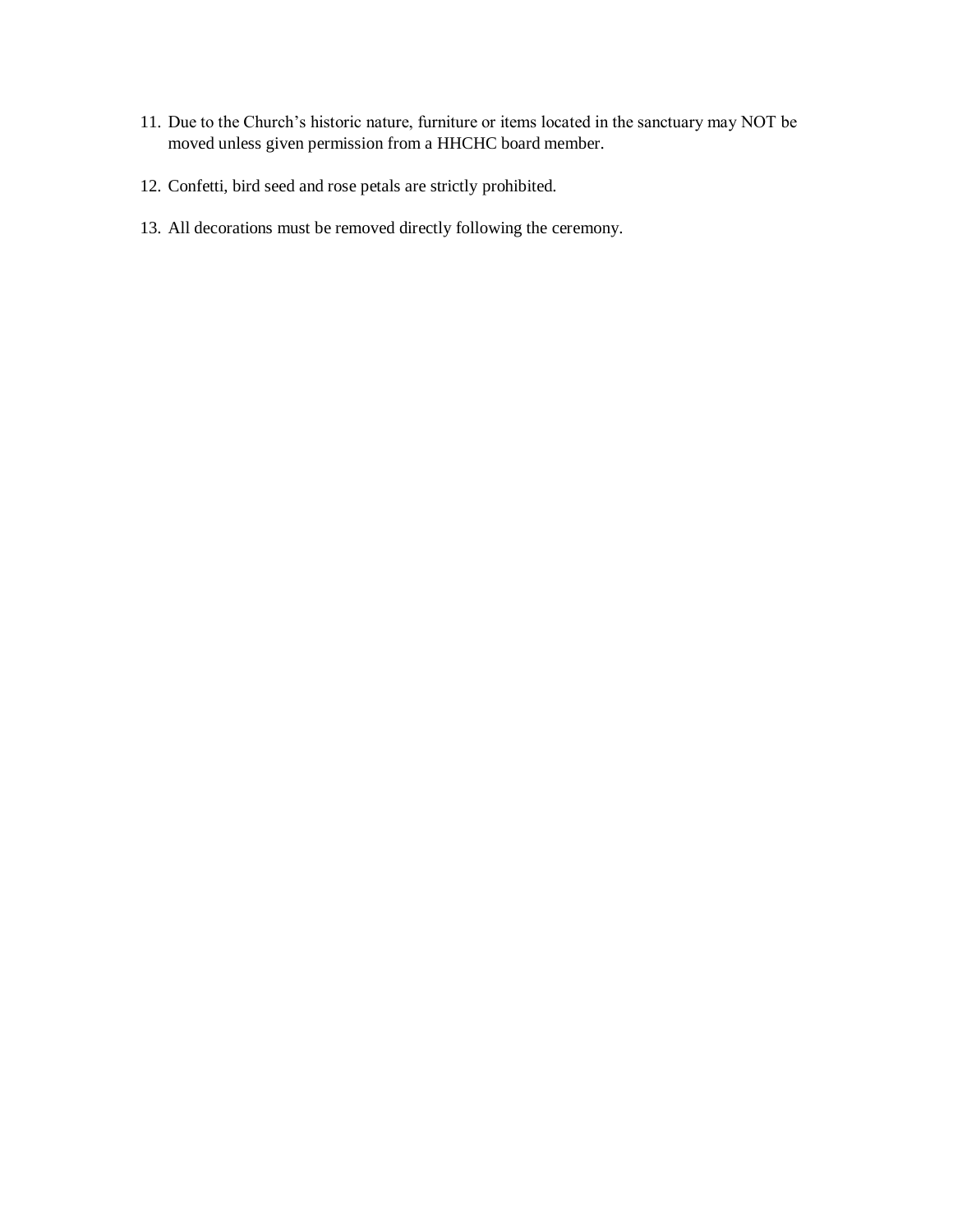11. Due to the Church's historic nature, furniture or items located in the sanctuary may NOT be moved unless given permission from a HHCHC board member.

12. Confetti, bird seed and rose petals are strictly prohibited.

13. All decorations must be removed directly following the ceremony.